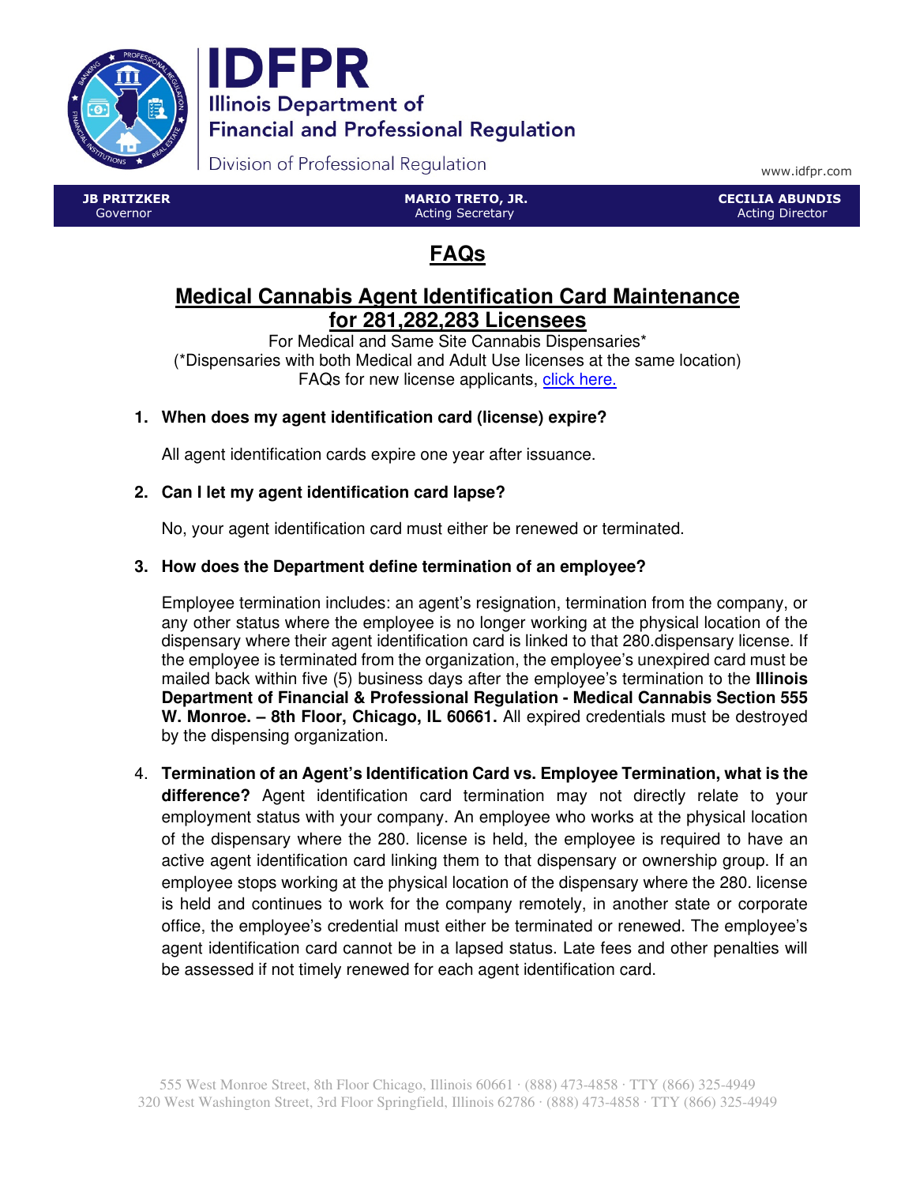IDFPR

Illinois Department of Financial and Professional Regulation

Division of Professional Regulation

www.idfpr.com

**JB PRITZKER** Governor | **MARIO TRETO, JR.** Acting Secretary | **CECILIA ABUNDIS** Acting Director

# FAQs

## Medical Cannabis Agent Identification Card Maintenance for 281,282,283 Licensees

For Medical and Same Site Cannabis Dispensaries*
(*Dispensaries with both Medical and Adult Use licenses at the same location)
FAQs for new license applicants, click here.

1. **When does my agent identification card (license) expire?**

   All agent identification cards expire one year after issuance.

2. **Can I let my agent identification card lapse?**

   No, your agent identification card must either be renewed or terminated.

3. **How does the Department define termination of an employee?**

   Employee termination includes: an agent's resignation, termination from the company, or any other status where the employee is no longer working at the physical location of the dispensary where their agent identification card is linked to that 280.dispensary license. If the employee is terminated from the organization, the employee's unexpired card must be mailed back within five (5) business days after the employee's termination to the **Illinois Department of Financial & Professional Regulation - Medical Cannabis Section 555 W. Monroe. – 8th Floor, Chicago, IL 60661.** All expired credentials must be destroyed by the dispensing organization.

4. **Termination of an Agent's Identification Card vs. Employee Termination, what is the difference?** Agent identification card termination may not directly relate to your employment status with your company. An employee who works at the physical location of the dispensary where the 280. license is held, the employee is required to have an active agent identification card linking them to that dispensary or ownership group. If an employee stops working at the physical location of the dispensary where the 280. license is held and continues to work for the company remotely, in another state or corporate office, the employee's credential must either be terminated or renewed. The employee's agent identification card cannot be in a lapsed status. Late fees and other penalties will be assessed if not timely renewed for each agent identification card.

555 West Monroe Street, 8th Floor Chicago, Illinois 60661 · (888) 473-4858 · TTY (866) 325-4949
320 West Washington Street, 3rd Floor Springfield, Illinois 62786 · (888) 473-4858 · TTY (866) 325-4949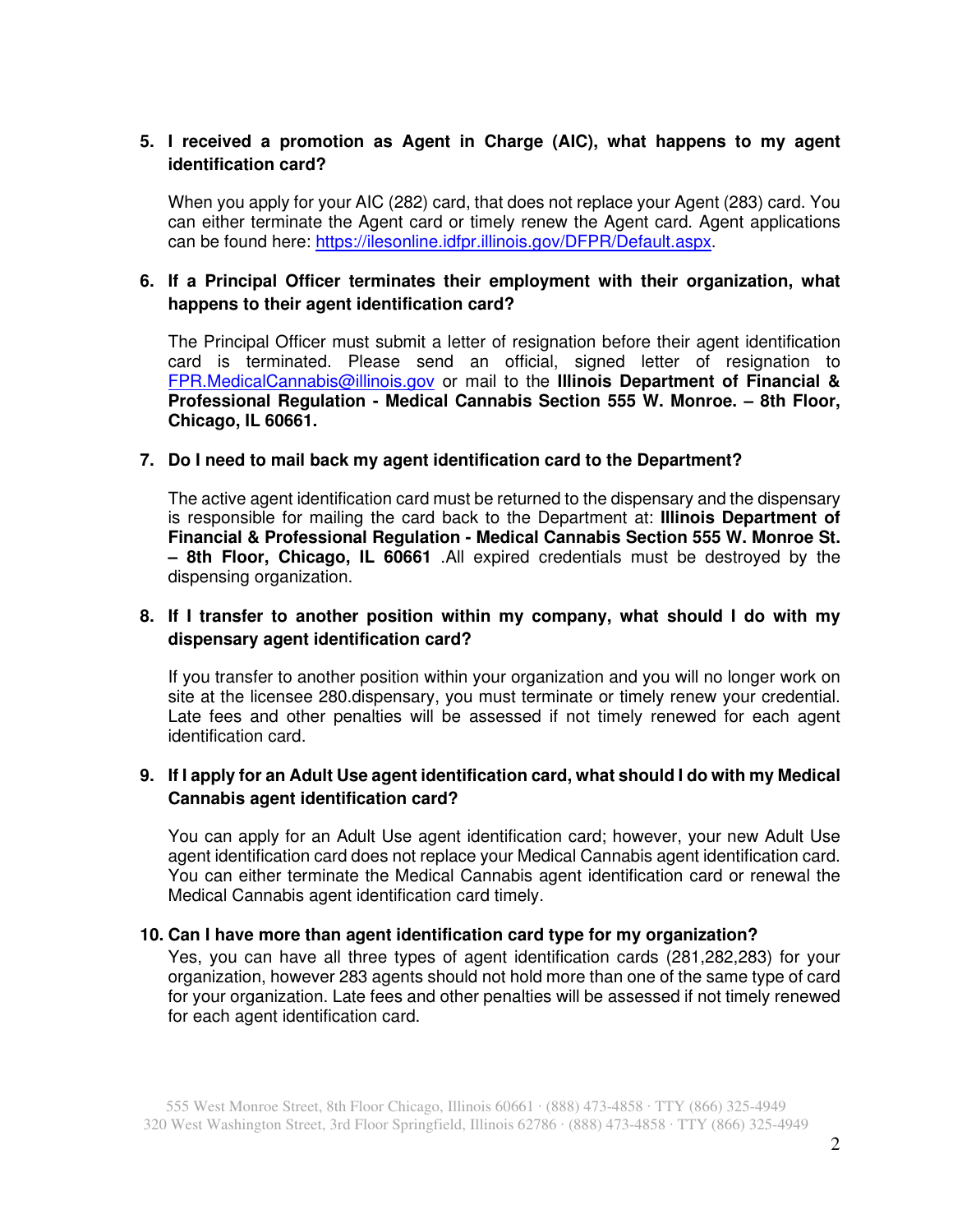5. **I received a promotion as Agent in Charge (AIC), what happens to my agent identification card?**

   When you apply for your AIC (282) card, that does not replace your Agent (283) card. You can either terminate the Agent card or timely renew the Agent card. Agent applications can be found here: [https://ilesonline.idfpr.illinois.gov/DFPR/Default.aspx](https://ilesonline.idfpr.illinois.gov/DFPR/Default.aspx).

6. **If a Principal Officer terminates their employment with their organization, what happens to their agent identification card?**

   The Principal Officer must submit a letter of resignation before their agent identification card is terminated. Please send an official, signed letter of resignation to [FPR.MedicalCannabis@illinois.gov](mailto:FPR.MedicalCannabis@illinois.gov) or mail to the **Illinois Department of Financial & Professional Regulation - Medical Cannabis Section 555 W. Monroe. – 8th Floor, Chicago, IL 60661.**

7. **Do I need to mail back my agent identification card to the Department?**

   The active agent identification card must be returned to the dispensary and the dispensary is responsible for mailing the card back to the Department at: **Illinois Department of Financial & Professional Regulation - Medical Cannabis Section 555 W. Monroe St. – 8th Floor, Chicago, IL 60661** .All expired credentials must be destroyed by the dispensing organization.

8. **If I transfer to another position within my company, what should I do with my dispensary agent identification card?**

   If you transfer to another position within your organization and you will no longer work on site at the licensee 280.dispensary, you must terminate or timely renew your credential. Late fees and other penalties will be assessed if not timely renewed for each agent identification card.

9. **If I apply for an Adult Use agent identification card, what should I do with my Medical Cannabis agent identification card?**

   You can apply for an Adult Use agent identification card; however, your new Adult Use agent identification card does not replace your Medical Cannabis agent identification card. You can either terminate the Medical Cannabis agent identification card or renewal the Medical Cannabis agent identification card timely.

10. **Can I have more than agent identification card type for my organization?**

    Yes, you can have all three types of agent identification cards (281,282,283) for your organization, however 283 agents should not hold more than one of the same type of card for your organization. Late fees and other penalties will be assessed if not timely renewed for each agent identification card.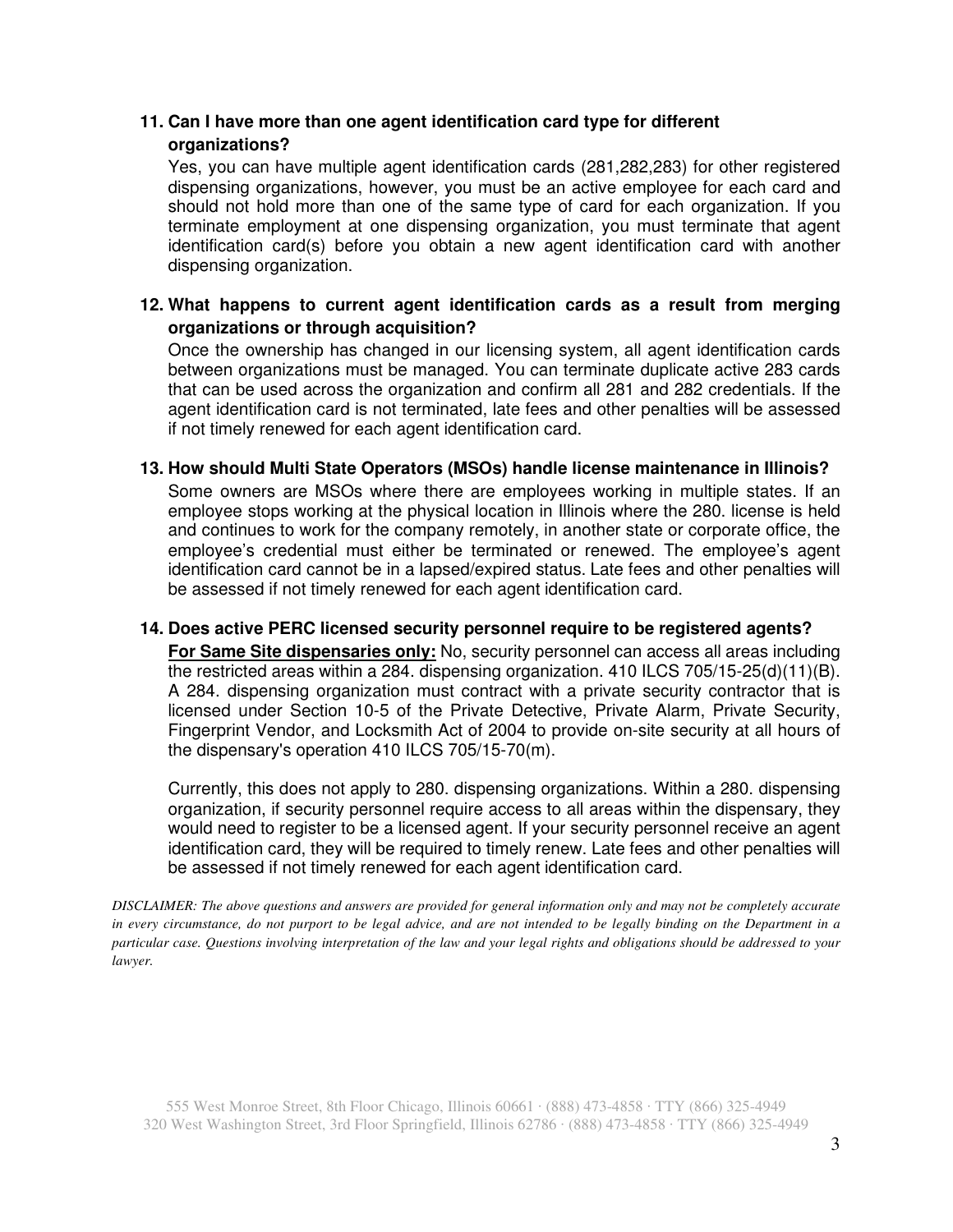**11. Can I have more than one agent identification card type for different organizations?**

Yes, you can have multiple agent identification cards (281,282,283) for other registered dispensing organizations, however, you must be an active employee for each card and should not hold more than one of the same type of card for each organization. If you terminate employment at one dispensing organization, you must terminate that agent identification card(s) before you obtain a new agent identification card with another dispensing organization.

**12. What happens to current agent identification cards as a result from merging organizations or through acquisition?**

Once the ownership has changed in our licensing system, all agent identification cards between organizations must be managed. You can terminate duplicate active 283 cards that can be used across the organization and confirm all 281 and 282 credentials. If the agent identification card is not terminated, late fees and other penalties will be assessed if not timely renewed for each agent identification card.

**13. How should Multi State Operators (MSOs) handle license maintenance in Illinois?**

Some owners are MSOs where there are employees working in multiple states. If an employee stops working at the physical location in Illinois where the 280. license is held and continues to work for the company remotely, in another state or corporate office, the employee's credential must either be terminated or renewed. The employee's agent identification card cannot be in a lapsed/expired status. Late fees and other penalties will be assessed if not timely renewed for each agent identification card.

**14. Does active PERC licensed security personnel require to be registered agents?**

**<u>For Same Site dispensaries only:</u>** No, security personnel can access all areas including the restricted areas within a 284. dispensing organization. 410 ILCS 705/15-25(d)(11)(B). A 284. dispensing organization must contract with a private security contractor that is licensed under Section 10-5 of the Private Detective, Private Alarm, Private Security, Fingerprint Vendor, and Locksmith Act of 2004 to provide on-site security at all hours of the dispensary's operation 410 ILCS 705/15-70(m).

Currently, this does not apply to 280. dispensing organizations. Within a 280. dispensing organization, if security personnel require access to all areas within the dispensary, they would need to register to be a licensed agent. If your security personnel receive an agent identification card, they will be required to timely renew. Late fees and other penalties will be assessed if not timely renewed for each agent identification card.

*DISCLAIMER: The above questions and answers are provided for general information only and may not be completely accurate in every circumstance, do not purport to be legal advice, and are not intended to be legally binding on the Department in a particular case. Questions involving interpretation of the law and your legal rights and obligations should be addressed to your lawyer.*

555 West Monroe Street, 8th Floor Chicago, Illinois 60661 · (888) 473-4858 · TTY (866) 325-4949
320 West Washington Street, 3rd Floor Springfield, Illinois 62786 · (888) 473-4858 · TTY (866) 325-4949